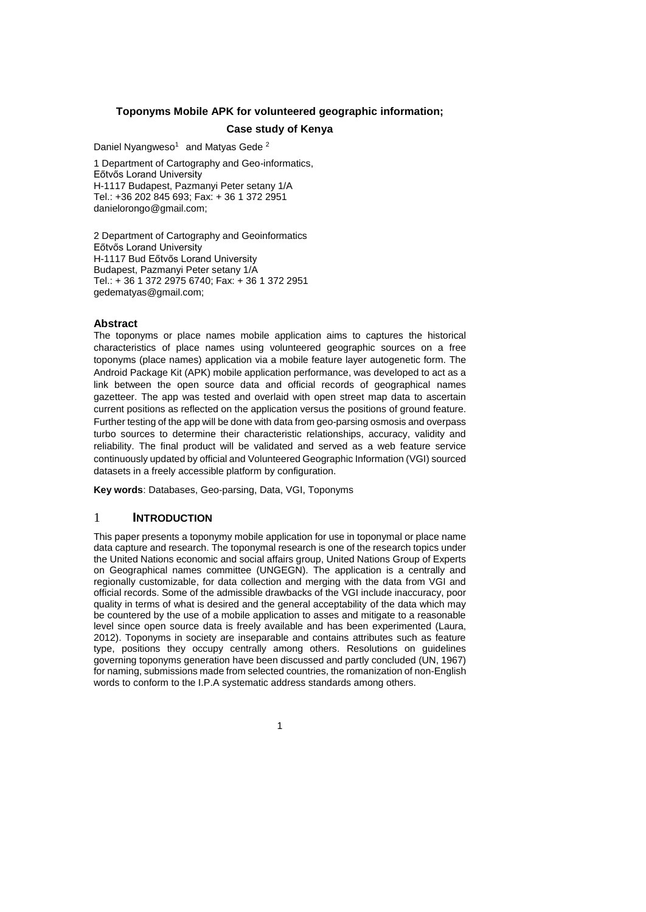# Toponyms Mobile APK for volunteered geographic information;

## Case study of Kenya

Daniel Nyangweso[1] and Matyas Gede [2]

1 Department of Cartography and Geo-informatics,
Eőtvős Lorand University
H-1117 Budapest, Pazmanyi Peter setany 1/A
Tel.: +36 202 845 693; Fax: + 36 1 372 2951
danielorongo@gmail.com;

2 Department of Cartography and Geoinformatics
Eőtvős Lorand University
H-1117 Bud Eőtvős Lorand University
Budapest, Pazmanyi Peter setany 1/A
Tel.: + 36 1 372 2975 6740; Fax: + 36 1 372 2951
gedematyas@gmail.com;

## Abstract

The toponyms or place names mobile application aims to captures the historical characteristics of place names using volunteered geographic sources on a free toponyms (place names) application via a mobile feature layer autogenetic form. The Android Package Kit (APK) mobile application performance, was developed to act as a link between the open source data and official records of geographical names gazetteer. The app was tested and overlaid with open street map data to ascertain current positions as reflected on the application versus the positions of ground feature. Further testing of the app will be done with data from geo-parsing osmosis and overpass turbo sources to determine their characteristic relationships, accuracy, validity and reliability. The final product will be validated and served as a web feature service continuously updated by official and Volunteered Geographic Information (VGI) sourced datasets in a freely accessible platform by configuration.

**Key words**: Databases, Geo-parsing, Data, VGI, Toponyms

## 1 INTRODUCTION

This paper presents a toponymy mobile application for use in toponymal or place name data capture and research. The toponymal research is one of the research topics under the United Nations economic and social affairs group, United Nations Group of Experts on Geographical names committee (UNGEGN). The application is a centrally and regionally customizable, for data collection and merging with the data from VGI and official records. Some of the admissible drawbacks of the VGI include inaccuracy, poor quality in terms of what is desired and the general acceptability of the data which may be countered by the use of a mobile application to asses and mitigate to a reasonable level since open source data is freely available and has been experimented (Laura, 2012). Toponyms in society are inseparable and contains attributes such as feature type, positions they occupy centrally among others. Resolutions on guidelines governing toponyms generation have been discussed and partly concluded (UN, 1967) for naming, submissions made from selected countries, the romanization of non-English words to conform to the I.P.A systematic address standards among others.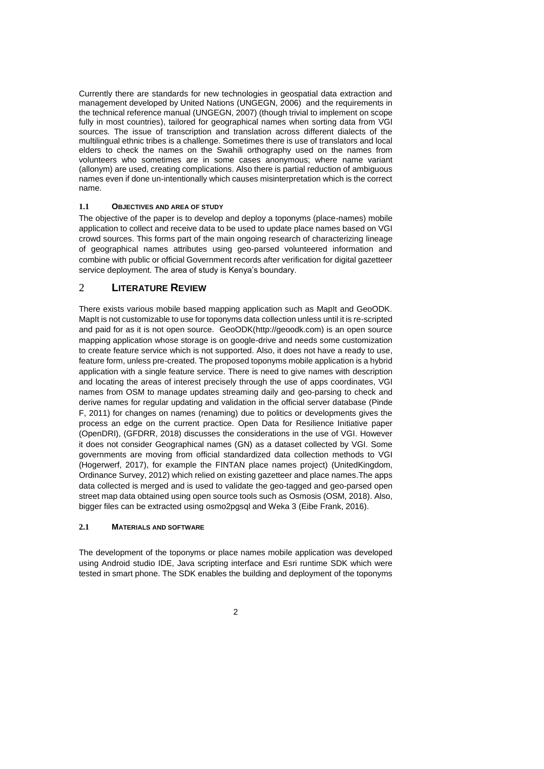Currently there are standards for new technologies in geospatial data extraction and management developed by United Nations (UNGEGN, 2006) and the requirements in the technical reference manual (UNGEGN, 2007) (though trivial to implement on scope fully in most countries), tailored for geographical names when sorting data from VGI sources. The issue of transcription and translation across different dialects of the multilingual ethnic tribes is a challenge. Sometimes there is use of translators and local elders to check the names on the Swahili orthography used on the names from volunteers who sometimes are in some cases anonymous; where name variant (allonym) are used, creating complications. Also there is partial reduction of ambiguous names even if done un-intentionally which causes misinterpretation which is the correct name.

### 1.1 Objectives and area of study

The objective of the paper is to develop and deploy a toponyms (place-names) mobile application to collect and receive data to be used to update place names based on VGI crowd sources. This forms part of the main ongoing research of characterizing lineage of geographical names attributes using geo-parsed volunteered information and combine with public or official Government records after verification for digital gazetteer service deployment. The area of study is Kenya's boundary.

## 2 Literature Review

There exists various mobile based mapping application such as MapIt and GeoODK. MapIt is not customizable to use for toponyms data collection unless until it is re-scripted and paid for as it is not open source. GeoODK(http://geoodk.com) is an open source mapping application whose storage is on google-drive and needs some customization to create feature service which is not supported. Also, it does not have a ready to use, feature form, unless pre-created. The proposed toponyms mobile application is a hybrid application with a single feature service. There is need to give names with description and locating the areas of interest precisely through the use of apps coordinates, VGI names from OSM to manage updates streaming daily and geo-parsing to check and derive names for regular updating and validation in the official server database (Pinde F, 2011) for changes on names (renaming) due to politics or developments gives the process an edge on the current practice. Open Data for Resilience Initiative paper (OpenDRI), (GFDRR, 2018) discusses the considerations in the use of VGI. However it does not consider Geographical names (GN) as a dataset collected by VGI. Some governments are moving from official standardized data collection methods to VGI (Hogerwerf, 2017), for example the FINTAN place names project) (UnitedKingdom, Ordinance Survey, 2012) which relied on existing gazetteer and place names.The apps data collected is merged and is used to validate the geo-tagged and geo-parsed open street map data obtained using open source tools such as Osmosis (OSM, 2018). Also, bigger files can be extracted using osmo2pgsql and Weka 3 (Eibe Frank, 2016).

### 2.1 Materials and software

The development of the toponyms or place names mobile application was developed using Android studio IDE, Java scripting interface and Esri runtime SDK which were tested in smart phone. The SDK enables the building and deployment of the toponyms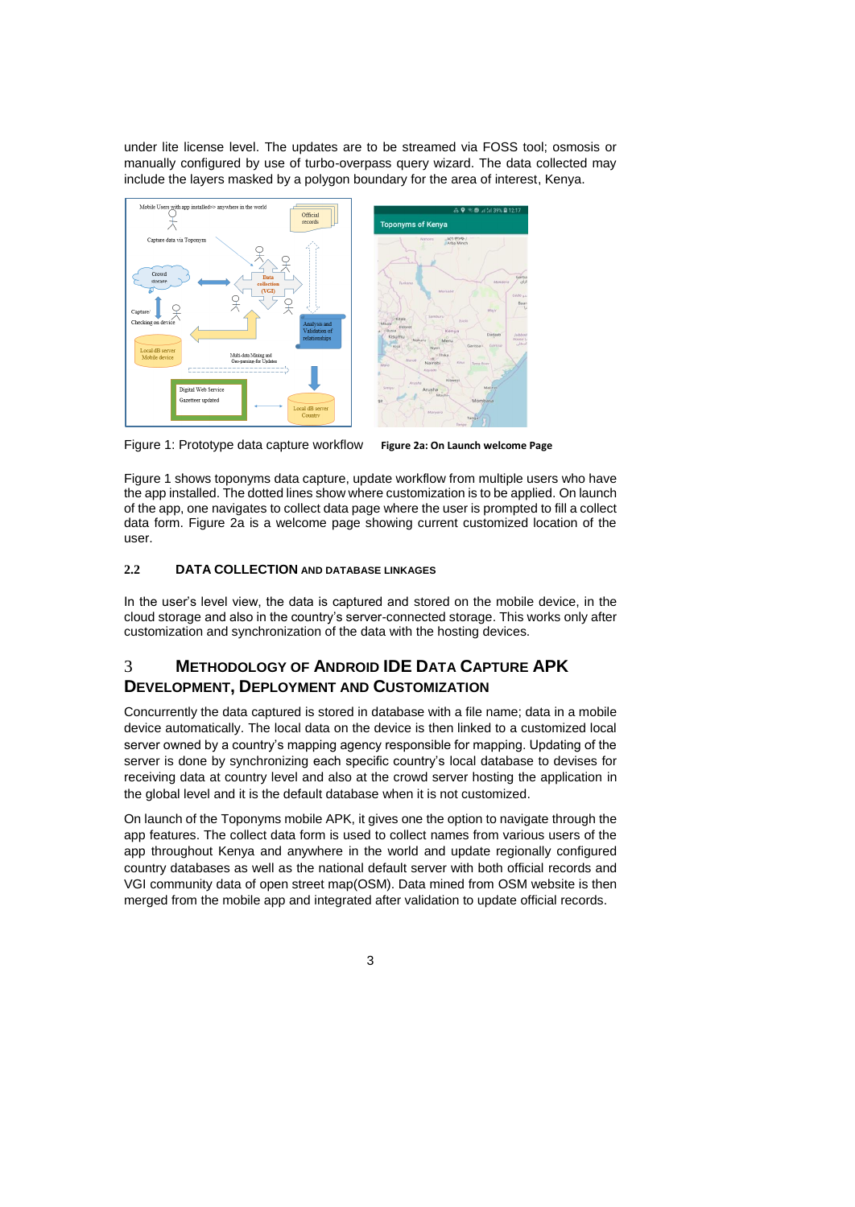under lite license level. The updates are to be streamed via FOSS tool; osmosis or manually configured by use of turbo-overpass query wizard. The data collected may include the layers masked by a polygon boundary for the area of interest, Kenya.

Figure 1: Prototype data capture workflow

**Figure 2a: On Launch welcome Page**

Figure 1 shows toponyms data capture, update workflow from multiple users who have the app installed. The dotted lines show where customization is to be applied. On launch of the app, one navigates to collect data page where the user is prompted to fill a collect data form. Figure 2a is a welcome page showing current customized location of the user.

### 2.2 DATA COLLECTION AND DATABASE LINKAGES

In the user's level view, the data is captured and stored on the mobile device, in the cloud storage and also in the country's server-connected storage. This works only after customization and synchronization of the data with the hosting devices.

## 3 METHODOLOGY OF ANDROID IDE DATA CAPTURE APK DEVELOPMENT, DEPLOYMENT AND CUSTOMIZATION

Concurrently the data captured is stored in database with a file name; data in a mobile device automatically. The local data on the device is then linked to a customized local server owned by a country's mapping agency responsible for mapping. Updating of the server is done by synchronizing each specific country's local database to devises for receiving data at country level and also at the crowd server hosting the application in the global level and it is the default database when it is not customized.

On launch of the Toponyms mobile APK, it gives one the option to navigate through the app features. The collect data form is used to collect names from various users of the app throughout Kenya and anywhere in the world and update regionally configured country databases as well as the national default server with both official records and VGI community data of open street map(OSM). Data mined from OSM website is then merged from the mobile app and integrated after validation to update official records.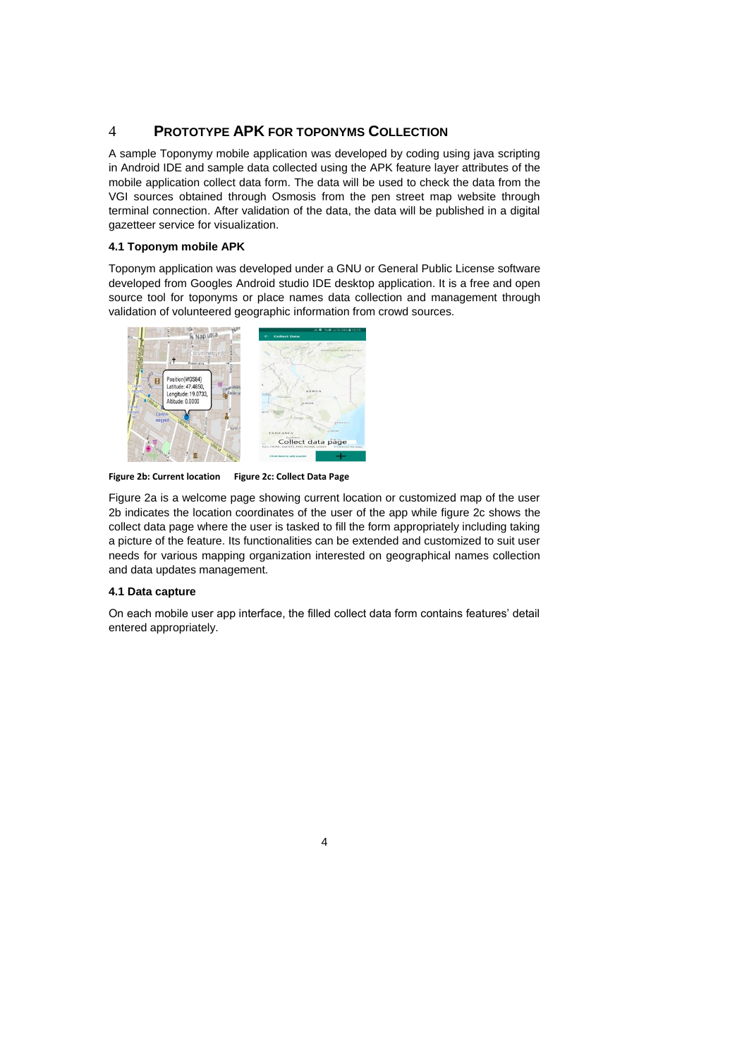## 4 PROTOTYPE APK FOR TOPONYMS COLLECTION

A sample Toponymy mobile application was developed by coding using java scripting in Android IDE and sample data collected using the APK feature layer attributes of the mobile application collect data form. The data will be used to check the data from the VGI sources obtained through Osmosis from the pen street map website through terminal connection. After validation of the data, the data will be published in a digital gazetteer service for visualization.

### 4.1 Toponym mobile APK

Toponym application was developed under a GNU or General Public License software developed from Googles Android studio IDE desktop application. It is a free and open source tool for toponyms or place names data collection and management through validation of volunteered geographic information from crowd sources.

**Figure 2b: Current location** **Figure 2c: Collect Data Page**

Figure 2a is a welcome page showing current location or customized map of the user 2b indicates the location coordinates of the user of the app while figure 2c shows the collect data page where the user is tasked to fill the form appropriately including taking a picture of the feature. Its functionalities can be extended and customized to suit user needs for various mapping organization interested on geographical names collection and data updates management.

### 4.1 Data capture

On each mobile user app interface, the filled collect data form contains features' detail entered appropriately.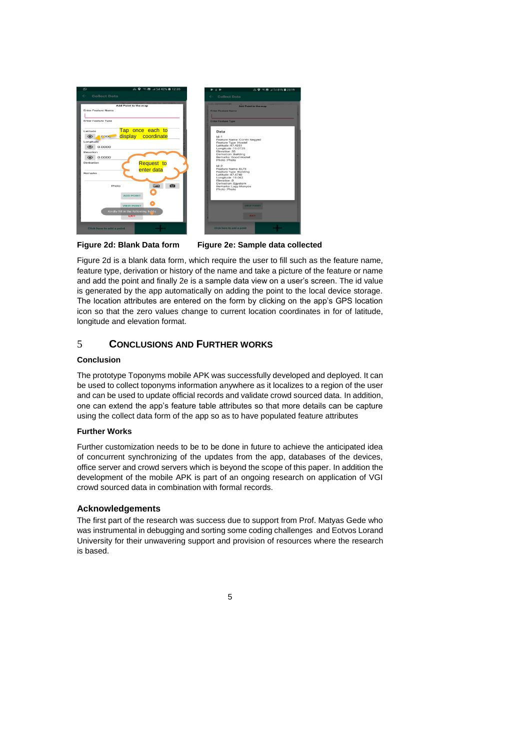**Figure 2d: Blank Data form** **Figure 2e: Sample data collected**

Figure 2d is a blank data form, which require the user to fill such as the feature name, feature type, derivation or history of the name and take a picture of the feature or name and add the point and finally 2e is a sample data view on a user's screen. The id value is generated by the app automatically on adding the point to the local device storage. The location attributes are entered on the form by clicking on the app's GPS location icon so that the zero values change to current location coordinates in for of latitude, longitude and elevation format.

## 5 CONCLUSIONS AND FURTHER WORKS

### Conclusion

The prototype Toponyms mobile APK was successfully developed and deployed. It can be used to collect toponyms information anywhere as it localizes to a region of the user and can be used to update official records and validate crowd sourced data. In addition, one can extend the app's feature table attributes so that more details can be capture using the collect data form of the app so as to have populated feature attributes

### Further Works

Further customization needs to be to be done in future to achieve the anticipated idea of concurrent synchronizing of the updates from the app, databases of the devices, office server and crowd servers which is beyond the scope of this paper. In addition the development of the mobile APK is part of an ongoing research on application of VGI crowd sourced data in combination with formal records.

### Acknowledgements

The first part of the research was success due to support from Prof. Matyas Gede who was instrumental in debugging and sorting some coding challenges and Eotvos Lorand University for their unwavering support and provision of resources where the research is based.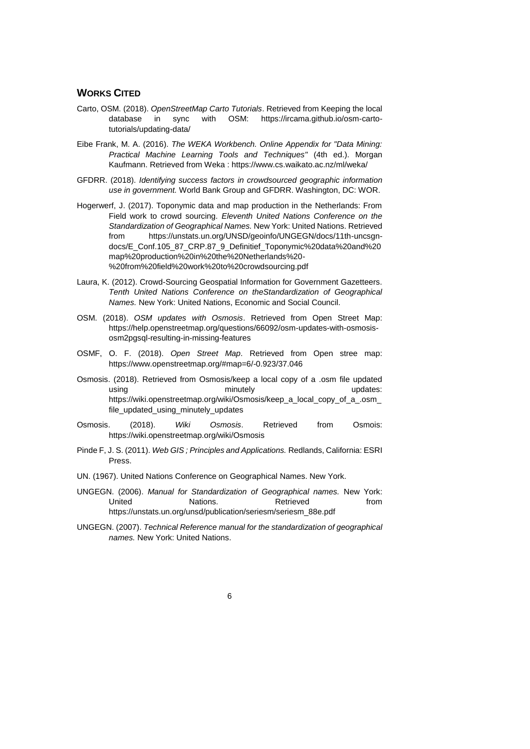## WORKS CITED

Carto, OSM. (2018). *OpenStreetMap Carto Tutorials*. Retrieved from Keeping the local database in sync with OSM: https://ircama.github.io/osm-carto-tutorials/updating-data/

Eibe Frank, M. A. (2016). *The WEKA Workbench. Online Appendix for "Data Mining: Practical Machine Learning Tools and Techniques"* (4th ed.). Morgan Kaufmann. Retrieved from Weka : https://www.cs.waikato.ac.nz/ml/weka/

GFDRR. (2018). *Identifying success factors in crowdsourced geographic information use in government.* World Bank Group and GFDRR. Washington, DC: WOR.

Hogerwerf, J. (2017). Toponymic data and map production in the Netherlands: From Field work to crowd sourcing. *Eleventh United Nations Conference on the Standardization of Geographical Names.* New York: United Nations. Retrieved from https://unstats.un.org/UNSD/geoinfo/UNGEGN/docs/11th-uncsgn-docs/E_Conf.105_87_CRP.87_9_Definitief_Toponymic%20data%20and%20map%20production%20in%20the%20Netherlands%20-%20from%20field%20work%20to%20crowdsourcing.pdf

Laura, K. (2012). Crowd-Sourcing Geospatial Information for Government Gazetteers. *Tenth United Nations Conference on theStandardization of Geographical Names.* New York: United Nations, Economic and Social Council.

OSM. (2018). *OSM updates with Osmosis*. Retrieved from Open Street Map: https://help.openstreetmap.org/questions/66092/osm-updates-with-osmosis-osm2pgsql-resulting-in-missing-features

OSMF, O. F. (2018). *Open Street Map*. Retrieved from Open stree map: https://www.openstreetmap.org/#map=6/-0.923/37.046

Osmosis. (2018). Retrieved from Osmosis/keep a local copy of a .osm file updated using minutely updates: https://wiki.openstreetmap.org/wiki/Osmosis/keep_a_local_copy_of_a_.osm_file_updated_using_minutely_updates

Osmosis. (2018). *Wiki Osmosis*. Retrieved from Osmois: https://wiki.openstreetmap.org/wiki/Osmosis

Pinde F, J. S. (2011). *Web GIS ; Principles and Applications.* Redlands, California: ESRI Press.

UN. (1967). United Nations Conference on Geographical Names. New York.

UNGEGN. (2006). *Manual for Standardization of Geographical names.* New York: United Nations. Retrieved from https://unstats.un.org/unsd/publication/seriesm/seriesm_88e.pdf

UNGEGN. (2007). *Technical Reference manual for the standardization of geographical names.* New York: United Nations.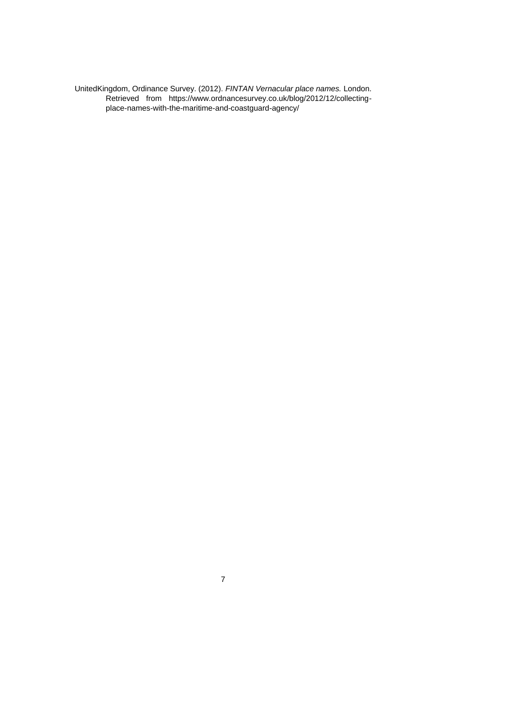UnitedKingdom, Ordinance Survey. (2012). *FINTAN Vernacular place names.* London. Retrieved from https://www.ordnancesurvey.co.uk/blog/2012/12/collecting-place-names-with-the-maritime-and-coastguard-agency/